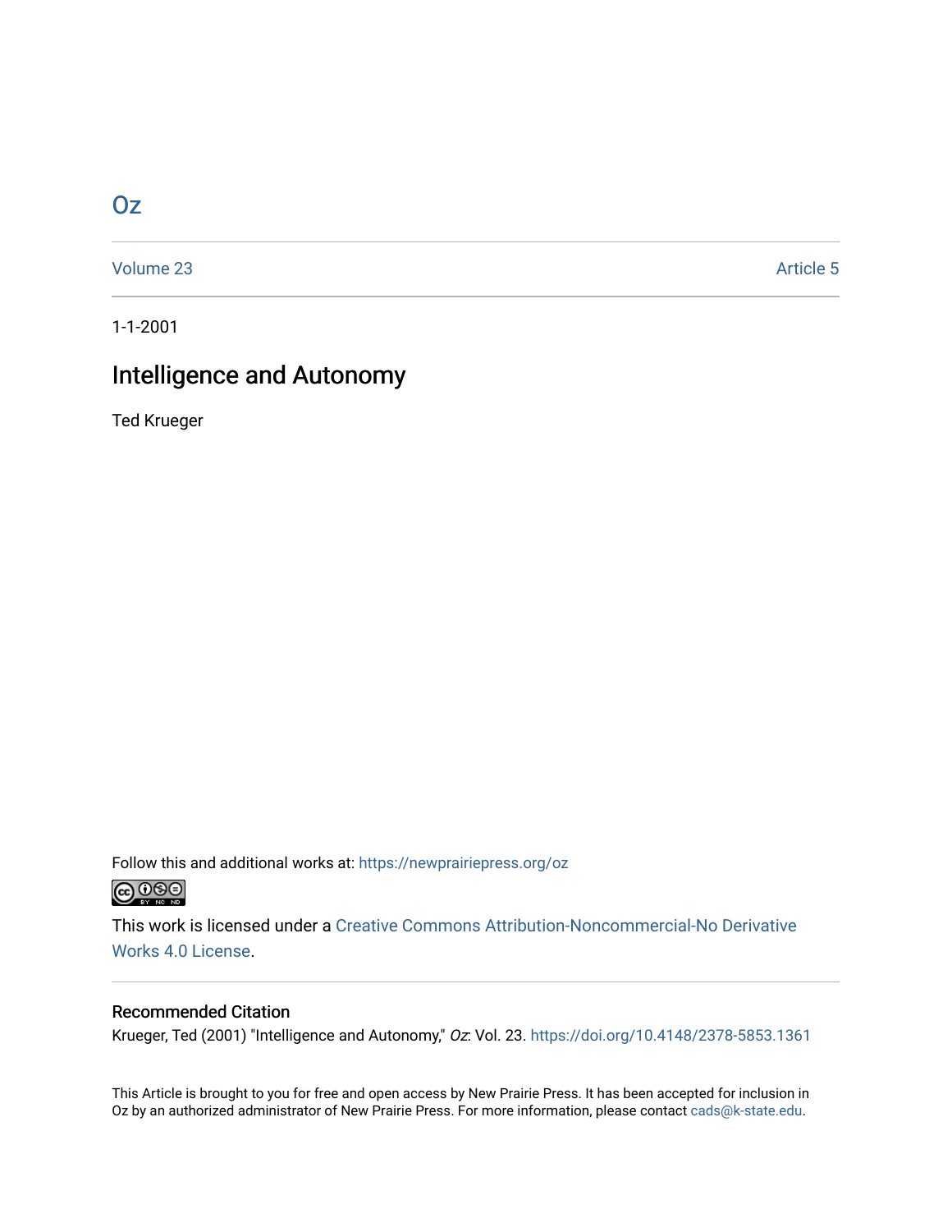# Oz

Volume 23 | Article 5

1-1-2001

## Intelligence and Autonomy

Ted Krueger

Follow this and additional works at: https://newprairiepress.org/oz

This work is licensed under a Creative Commons Attribution-Noncommercial-No Derivative Works 4.0 License.

### Recommended Citation

Krueger, Ted (2001) "Intelligence and Autonomy," *Oz*: Vol. 23. https://doi.org/10.4148/2378-5853.1361

This Article is brought to you for free and open access by New Prairie Press. It has been accepted for inclusion in Oz by an authorized administrator of New Prairie Press. For more information, please contact cads@k-state.edu.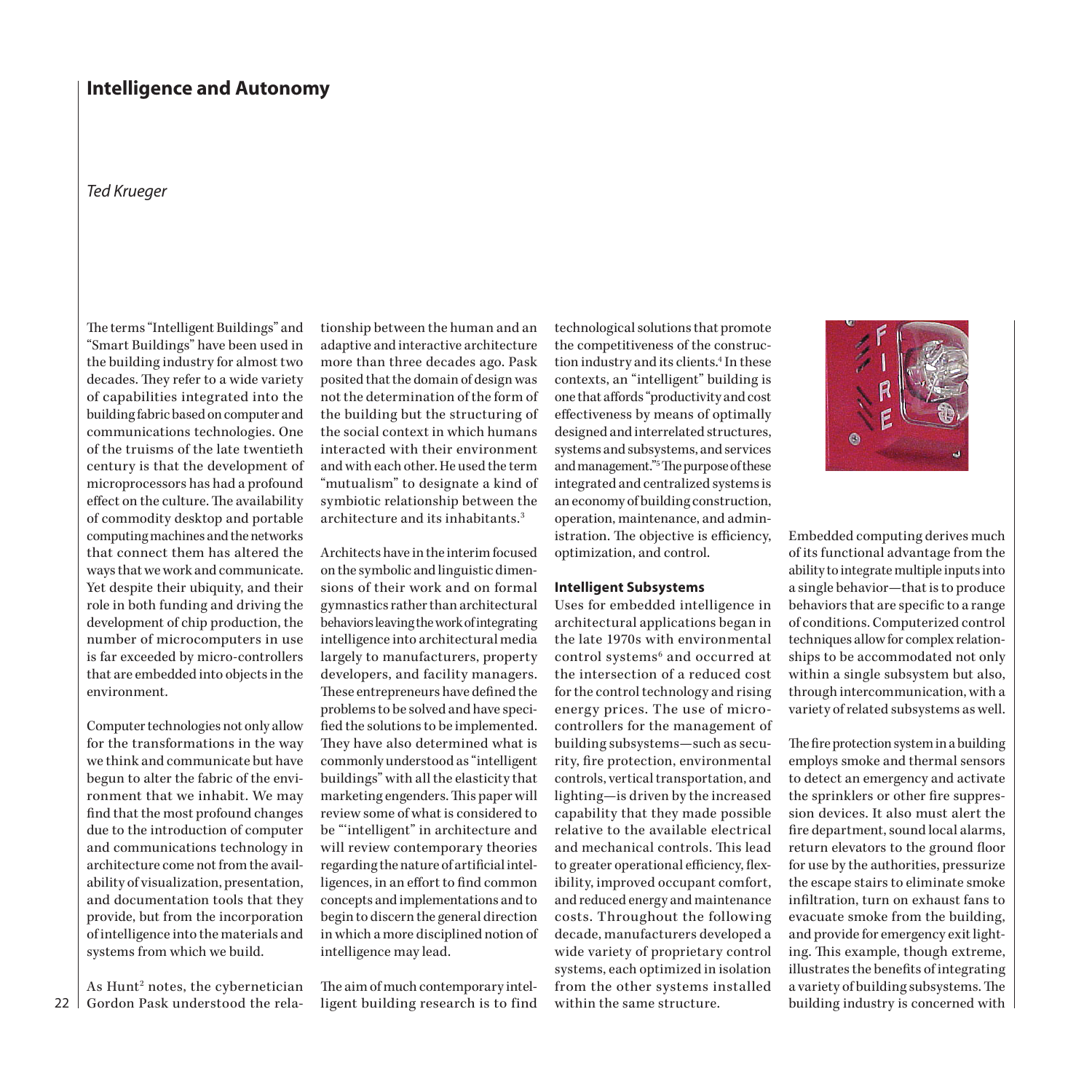# Intelligence and Autonomy

*Ted Krueger*

The terms "Intelligent Buildings" and "Smart Buildings" have been used in the building industry for almost two decades. They refer to a wide variety of capabilities integrated into the building fabric based on computer and communications technologies. One of the truisms of the late twentieth century is that the development of microprocessors has had a profound effect on the culture. The availability of commodity desktop and portable computing machines and the networks that connect them has altered the ways that we work and communicate. Yet despite their ubiquity, and their role in both funding and driving the development of chip production, the number of microcomputers in use is far exceeded by micro-controllers that are embedded into objects in the environment.

Computer technologies not only allow for the transformations in the way we think and communicate but have begun to alter the fabric of the environment that we inhabit. We may find that the most profound changes due to the introduction of computer and communications technology in architecture come not from the availability of visualization, presentation, and documentation tools that they provide, but from the incorporation of intelligence into the materials and systems from which we build.

As Hunt[2] notes, the cybernetician Gordon Pask understood the relationship between the human and an adaptive and interactive architecture more than three decades ago. Pask posited that the domain of design was not the determination of the form of the building but the structuring of the social context in which humans interacted with their environment and with each other. He used the term "mutualism" to designate a kind of symbiotic relationship between the architecture and its inhabitants.[3]

Architects have in the interim focused on the symbolic and linguistic dimensions of their work and on formal gymnastics rather than architectural behaviors leaving the work of integrating intelligence into architectural media largely to manufacturers, property developers, and facility managers. These entrepreneurs have defined the problems to be solved and have specified the solutions to be implemented. They have also determined what is commonly understood as "intelligent buildings" with all the elasticity that marketing engenders. This paper will review some of what is considered to be "'intelligent" in architecture and will review contemporary theories regarding the nature of artificial intelligences, in an effort to find common concepts and implementations and to begin to discern the general direction in which a more disciplined notion of intelligence may lead.

The aim of much contemporary intelligent building research is to find technological solutions that promote the competitiveness of the construction industry and its clients.[4] In these contexts, an "intelligent" building is one that affords "productivity and cost effectiveness by means of optimally designed and interrelated structures, systems and subsystems, and services and management."[5] The purpose of these integrated and centralized systems is an economy of building construction, operation, maintenance, and administration. The objective is efficiency, optimization, and control.

## Intelligent Subsystems

Uses for embedded intelligence in architectural applications began in the late 1970s with environmental control systems[6] and occurred at the intersection of a reduced cost for the control technology and rising energy prices. The use of micro-controllers for the management of building subsystems—such as security, fire protection, environmental controls, vertical transportation, and lighting—is driven by the increased capability that they made possible relative to the available electrical and mechanical controls. This lead to greater operational efficiency, flexibility, improved occupant comfort, and reduced energy and maintenance costs. Throughout the following decade, manufacturers developed a wide variety of proprietary control systems, each optimized in isolation from the other systems installed within the same structure.

Embedded computing derives much of its functional advantage from the ability to integrate multiple inputs into a single behavior—that is to produce behaviors that are specific to a range of conditions. Computerized control techniques allow for complex relationships to be accommodated not only within a single subsystem but also, through intercommunication, with a variety of related subsystems as well.

The fire protection system in a building employs smoke and thermal sensors to detect an emergency and activate the sprinklers or other fire suppression devices. It also must alert the fire department, sound local alarms, return elevators to the ground floor for use by the authorities, pressurize the escape stairs to eliminate smoke infiltration, turn on exhaust fans to evacuate smoke from the building, and provide for emergency exit lighting. This example, though extreme, illustrates the benefits of integrating a variety of building subsystems. The building industry is concerned with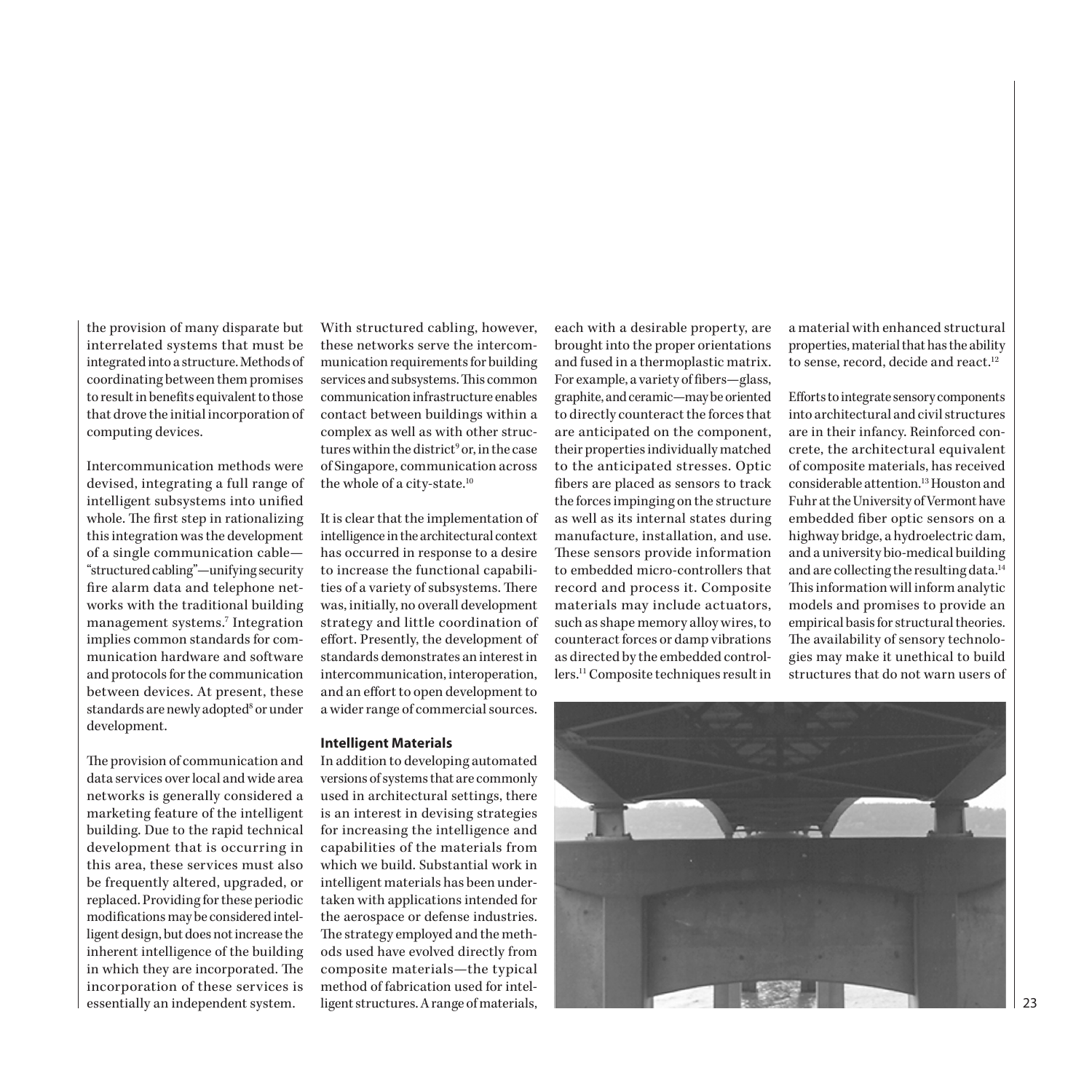the provision of many disparate but interrelated systems that must be integrated into a structure. Methods of coordinating between them promises to result in benefits equivalent to those that drove the initial incorporation of computing devices.

Intercommunication methods were devised, integrating a full range of intelligent subsystems into unified whole. The first step in rationalizing this integration was the development of a single communication cable—"structured cabling"—unifying security fire alarm data and telephone networks with the traditional building management systems.[7] Integration implies common standards for communication hardware and software and protocols for the communication between devices. At present, these standards are newly adopted[8] or under development.

The provision of communication and data services over local and wide area networks is generally considered a marketing feature of the intelligent building. Due to the rapid technical development that is occurring in this area, these services must also be frequently altered, upgraded, or replaced. Providing for these periodic modifications may be considered intelligent design, but does not increase the inherent intelligence of the building in which they are incorporated. The incorporation of these services is essentially an independent system.

With structured cabling, however, these networks serve the intercommunication requirements for building services and subsystems. This common communication infrastructure enables contact between buildings within a complex as well as with other structures within the district[9] or, in the case of Singapore, communication across the whole of a city-state.[10]

It is clear that the implementation of intelligence in the architectural context has occurred in response to a desire to increase the functional capabilities of a variety of subsystems. There was, initially, no overall development strategy and little coordination of effort. Presently, the development of standards demonstrates an interest in intercommunication, interoperation, and an effort to open development to a wider range of commercial sources.

**Intelligent Materials**

In addition to developing automated versions of systems that are commonly used in architectural settings, there is an interest in devising strategies for increasing the intelligence and capabilities of the materials from which we build. Substantial work in intelligent materials has been undertaken with applications intended for the aerospace or defense industries. The strategy employed and the methods used have evolved directly from composite materials—the typical method of fabrication used for intelligent structures. A range of materials, each with a desirable property, are brought into the proper orientations and fused in a thermoplastic matrix. For example, a variety of fibers—glass, graphite, and ceramic—may be oriented to directly counteract the forces that are anticipated on the component, their properties individually matched to the anticipated stresses. Optic fibers are placed as sensors to track the forces impinging on the structure as well as its internal states during manufacture, installation, and use. These sensors provide information to embedded micro-controllers that record and process it. Composite materials may include actuators, such as shape memory alloy wires, to counteract forces or damp vibrations as directed by the embedded controllers.[11] Composite techniques result in a material with enhanced structural properties, material that has the ability to sense, record, decide and react.[12]

Efforts to integrate sensory components into architectural and civil structures are in their infancy. Reinforced concrete, the architectural equivalent of composite materials, has received considerable attention.[13] Houston and Fuhr at the University of Vermont have embedded fiber optic sensors on a highway bridge, a hydroelectric dam, and a university bio-medical building and are collecting the resulting data.[14] This information will inform analytic models and promises to provide an empirical basis for structural theories. The availability of sensory technologies may make it unethical to build structures that do not warn users of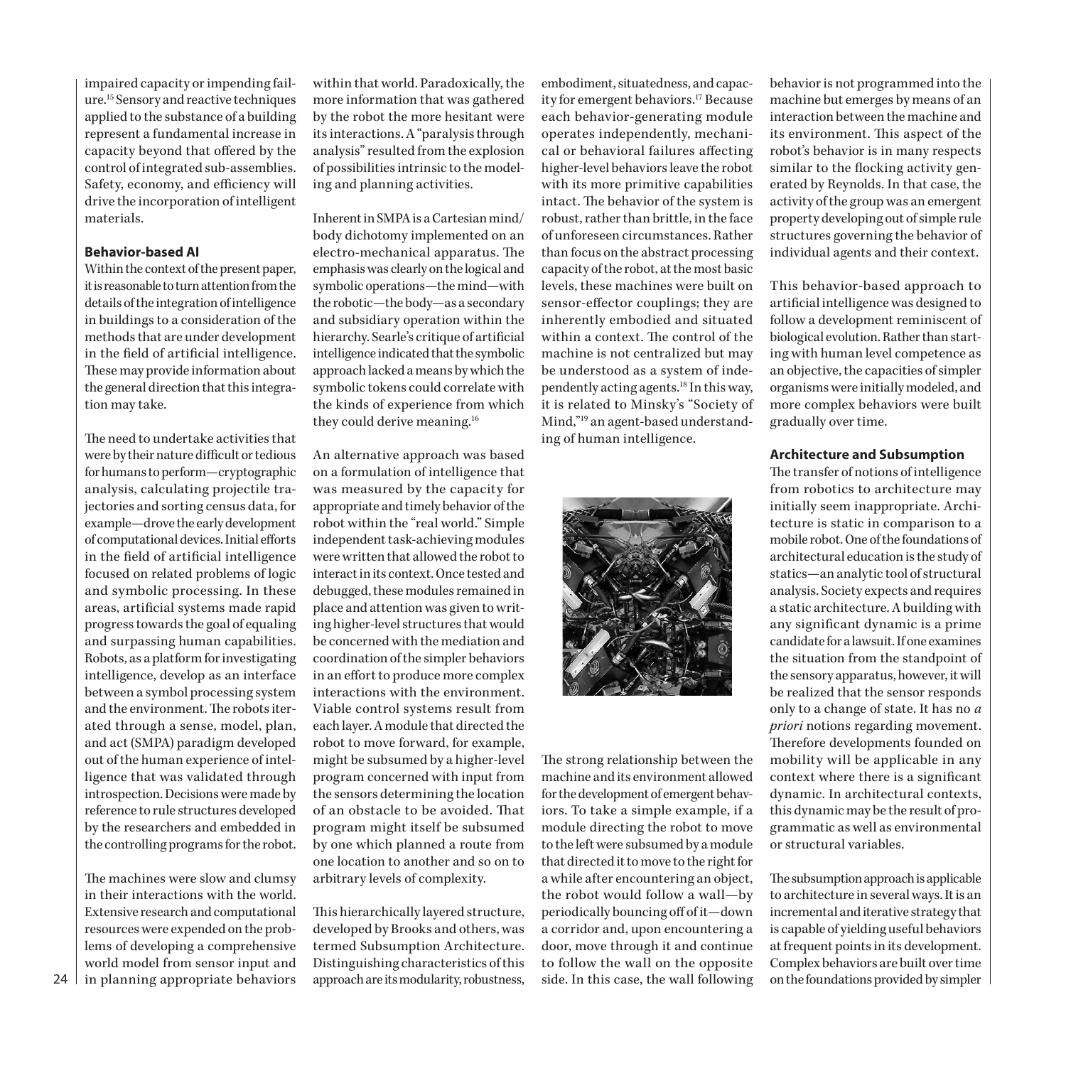impaired capacity or impending failure.[15] Sensory and reactive techniques applied to the substance of a building represent a fundamental increase in capacity beyond that offered by the control of integrated sub-assemblies. Safety, economy, and efficiency will drive the incorporation of intelligent materials.

### Behavior-based AI

Within the context of the present paper, it is reasonable to turn attention from the details of the integration of intelligence in buildings to a consideration of the methods that are under development in the field of artificial intelligence. These may provide information about the general direction that this integration may take.

The need to undertake activities that were by their nature difficult or tedious for humans to perform—cryptographic analysis, calculating projectile trajectories and sorting census data, for example—drove the early development of computational devices. Initial efforts in the field of artificial intelligence focused on related problems of logic and symbolic processing. In these areas, artificial systems made rapid progress towards the goal of equaling and surpassing human capabilities. Robots, as a platform for investigating intelligence, develop as an interface between a symbol processing system and the environment. The robots iterated through a sense, model, plan, and act (SMPA) paradigm developed out of the human experience of intelligence that was validated through introspection. Decisions were made by reference to rule structures developed by the researchers and embedded in the controlling programs for the robot.

The machines were slow and clumsy in their interactions with the world. Extensive research and computational resources were expended on the problems of developing a comprehensive world model from sensor input and in planning appropriate behaviors within that world. Paradoxically, the more information that was gathered by the robot the more hesitant were its interactions. A "paralysis through analysis" resulted from the explosion of possibilities intrinsic to the modeling and planning activities.

Inherent in SMPA is a Cartesian mind/body dichotomy implemented on an electro-mechanical apparatus. The emphasis was clearly on the logical and symbolic operations—the mind—with the robotic—the body—as a secondary and subsidiary operation within the hierarchy. Searle's critique of artificial intelligence indicated that the symbolic approach lacked a means by which the symbolic tokens could correlate with the kinds of experience from which they could derive meaning.[16]

An alternative approach was based on a formulation of intelligence that was measured by the capacity for appropriate and timely behavior of the robot within the "real world." Simple independent task-achieving modules were written that allowed the robot to interact in its context. Once tested and debugged, these modules remained in place and attention was given to writing higher-level structures that would be concerned with the mediation and coordination of the simpler behaviors in an effort to produce more complex interactions with the environment. Viable control systems result from each layer. A module that directed the robot to move forward, for example, might be subsumed by a higher-level program concerned with input from the sensors determining the location of an obstacle to be avoided. That program might itself be subsumed by one which planned a route from one location to another and so on to arbitrary levels of complexity.

This hierarchically layered structure, developed by Brooks and others, was termed Subsumption Architecture. Distinguishing characteristics of this approach are its modularity, robustness, embodiment, situatedness, and capacity for emergent behaviors.[17] Because each behavior-generating module operates independently, mechanical or behavioral failures affecting higher-level behaviors leave the robot with its more primitive capabilities intact. The behavior of the system is robust, rather than brittle, in the face of unforeseen circumstances. Rather than focus on the abstract processing capacity of the robot, at the most basic levels, these machines were built on sensor-effector couplings; they are inherently embodied and situated within a context. The control of the machine is not centralized but may be understood as a system of independently acting agents.[18] In this way, it is related to Minsky's "Society of Mind,"[19] an agent-based understanding of human intelligence.

The strong relationship between the machine and its environment allowed for the development of emergent behaviors. To take a simple example, if a module directing the robot to move to the left were subsumed by a module that directed it to move to the right for a while after encountering an object, the robot would follow a wall—by periodically bouncing off of it—down a corridor and, upon encountering a door, move through it and continue to follow the wall on the opposite side. In this case, the wall following behavior is not programmed into the machine but emerges by means of an interaction between the machine and its environment. This aspect of the robot's behavior is in many respects similar to the flocking activity generated by Reynolds. In that case, the activity of the group was an emergent property developing out of simple rule structures governing the behavior of individual agents and their context.

This behavior-based approach to artificial intelligence was designed to follow a development reminiscent of biological evolution. Rather than starting with human level competence as an objective, the capacities of simpler organisms were initially modeled, and more complex behaviors were built gradually over time.

### Architecture and Subsumption

The transfer of notions of intelligence from robotics to architecture may initially seem inappropriate. Architecture is static in comparison to a mobile robot. One of the foundations of architectural education is the study of statics—an analytic tool of structural analysis. Society expects and requires a static architecture. A building with any significant dynamic is a prime candidate for a lawsuit. If one examines the situation from the standpoint of the sensory apparatus, however, it will be realized that the sensor responds only to a change of state. It has no *a priori* notions regarding movement. Therefore developments founded on mobility will be applicable in any context where there is a significant dynamic. In architectural contexts, this dynamic may be the result of programmatic as well as environmental or structural variables.

The subsumption approach is applicable to architecture in several ways. It is an incremental and iterative strategy that is capable of yielding useful behaviors at frequent points in its development. Complex behaviors are built over time on the foundations provided by simpler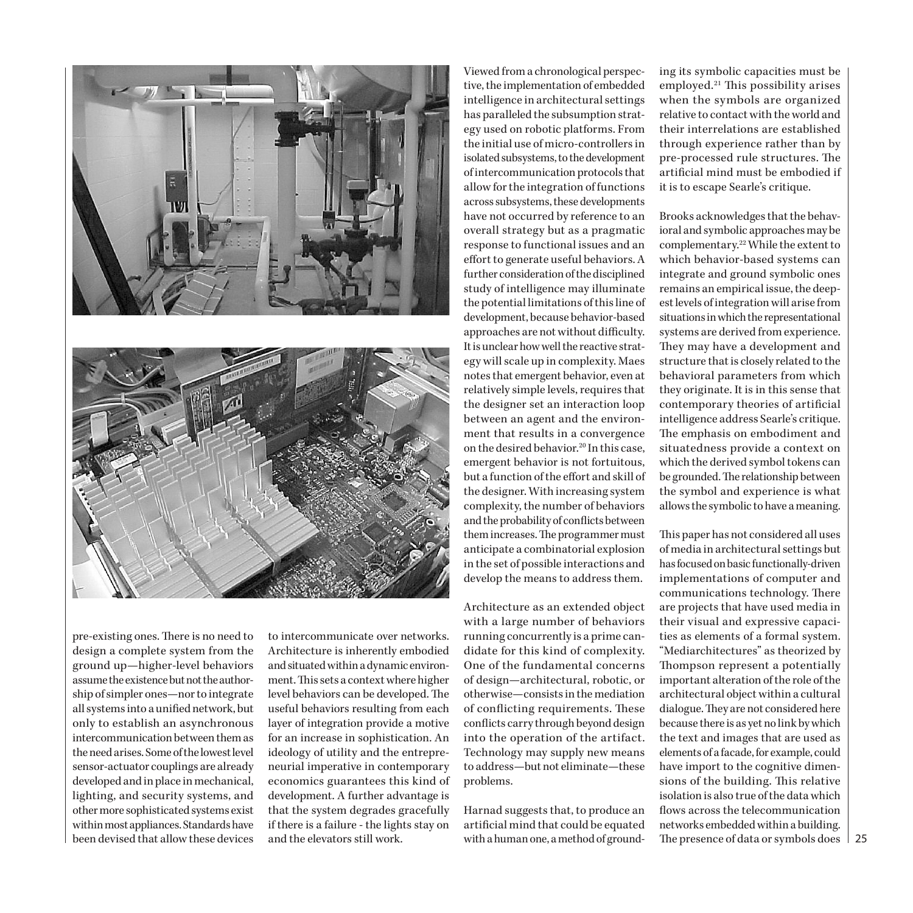pre-existing ones. There is no need to design a complete system from the ground up—higher-level behaviors assume the existence but not the authorship of simpler ones—nor to integrate all systems into a unified network, but only to establish an asynchronous intercommunication between them as the need arises. Some of the lowest level sensor-actuator couplings are already developed and in place in mechanical, lighting, and security systems, and other more sophisticated systems exist within most appliances. Standards have been devised that allow these devices to intercommunicate over networks. Architecture is inherently embodied and situated within a dynamic environment. This sets a context where higher level behaviors can be developed. The useful behaviors resulting from each layer of integration provide a motive for an increase in sophistication. An ideology of utility and the entrepreneurial imperative in contemporary economics guarantees this kind of development. A further advantage is that the system degrades gracefully if there is a failure - the lights stay on and the elevators still work.

Viewed from a chronological perspective, the implementation of embedded intelligence in architectural settings has paralleled the subsumption strategy used on robotic platforms. From the initial use of micro-controllers in isolated subsystems, to the development of intercommunication protocols that allow for the integration of functions across subsystems, these developments have not occurred by reference to an overall strategy but as a pragmatic response to functional issues and an effort to generate useful behaviors. A further consideration of the disciplined study of intelligence may illuminate the potential limitations of this line of development, because behavior-based approaches are not without difficulty. It is unclear how well the reactive strategy will scale up in complexity. Maes notes that emergent behavior, even at relatively simple levels, requires that the designer set an interaction loop between an agent and the environment that results in a convergence on the desired behavior.[20] In this case, emergent behavior is not fortuitous, but a function of the effort and skill of the designer. With increasing system complexity, the number of behaviors and the probability of conflicts between them increases. The programmer must anticipate a combinatorial explosion in the set of possible interactions and develop the means to address them.

Architecture as an extended object with a large number of behaviors running concurrently is a prime candidate for this kind of complexity. One of the fundamental concerns of design—architectural, robotic, or otherwise—consists in the mediation of conflicting requirements. These conflicts carry through beyond design into the operation of the artifact. Technology may supply new means to address—but not eliminate—these problems.

Harnad suggests that, to produce an artificial mind that could be equated with a human one, a method of grounding its symbolic capacities must be employed.[21] This possibility arises when the symbols are organized relative to contact with the world and their interrelations are established through experience rather than by pre-processed rule structures. The artificial mind must be embodied if it is to escape Searle's critique.

Brooks acknowledges that the behavioral and symbolic approaches may be complementary.[22] While the extent to which behavior-based systems can integrate and ground symbolic ones remains an empirical issue, the deepest levels of integration will arise from situations in which the representational systems are derived from experience. They may have a development and structure that is closely related to the behavioral parameters from which they originate. It is in this sense that contemporary theories of artificial intelligence address Searle's critique. The emphasis on embodiment and situatedness provide a context on which the derived symbol tokens can be grounded. The relationship between the symbol and experience is what allows the symbolic to have a meaning.

This paper has not considered all uses of media in architectural settings but has focused on basic functionally-driven implementations of computer and communications technology. There are projects that have used media in their visual and expressive capacities as elements of a formal system. "Mediarchitectures" as theorized by Thompson represent a potentially important alteration of the role of the architectural object within a cultural dialogue. They are not considered here because there is as yet no link by which the text and images that are used as elements of a facade, for example, could have import to the cognitive dimensions of the building. This relative isolation is also true of the data which flows across the telecommunication networks embedded within a building. The presence of data or symbols does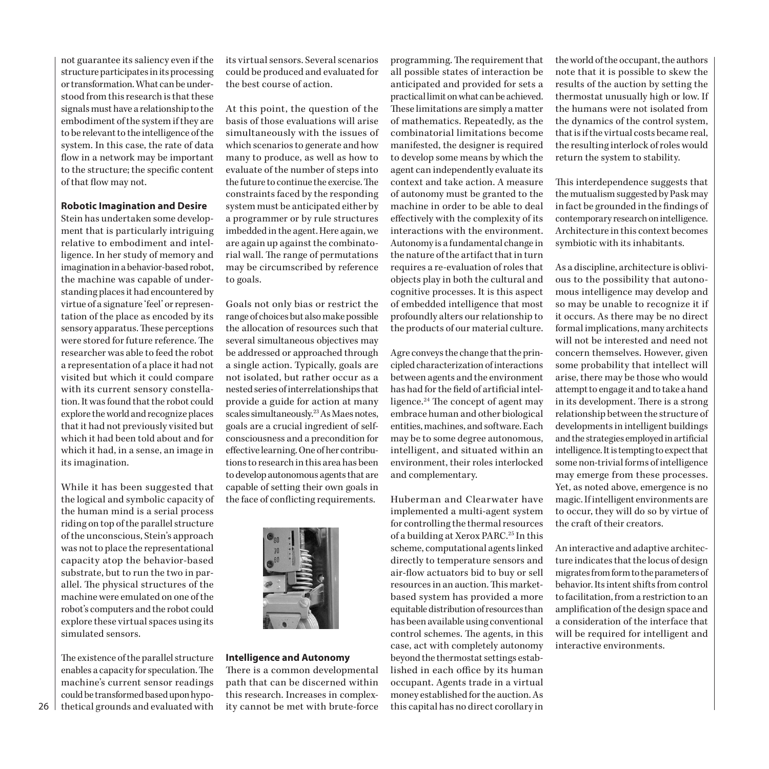not guarantee its saliency even if the structure participates in its processing or transformation. What can be understood from this research is that these signals must have a relationship to the embodiment of the system if they are to be relevant to the intelligence of the system. In this case, the rate of data flow in a network may be important to the structure; the specific content of that flow may not.

**Robotic Imagination and Desire**

Stein has undertaken some development that is particularly intriguing relative to embodiment and intelligence. In her study of memory and imagination in a behavior-based robot, the machine was capable of understanding places it had encountered by virtue of a signature 'feel' or representation of the place as encoded by its sensory apparatus. These perceptions were stored for future reference. The researcher was able to feed the robot a representation of a place it had not visited but which it could compare with its current sensory constellation. It was found that the robot could explore the world and recognize places that it had not previously visited but which it had been told about and for which it had, in a sense, an image in its imagination.

While it has been suggested that the logical and symbolic capacity of the human mind is a serial process riding on top of the parallel structure of the unconscious, Stein's approach was not to place the representational capacity atop the behavior-based substrate, but to run the two in parallel. The physical structures of the machine were emulated on one of the robot's computers and the robot could explore these virtual spaces using its simulated sensors.

The existence of the parallel structure enables a capacity for speculation. The machine's current sensor readings could be transformed based upon hypothetical grounds and evaluated with its virtual sensors. Several scenarios could be produced and evaluated for the best course of action.

At this point, the question of the basis of those evaluations will arise simultaneously with the issues of which scenarios to generate and how many to produce, as well as how to evaluate of the number of steps into the future to continue the exercise. The constraints faced by the responding system must be anticipated either by a programmer or by rule structures imbedded in the agent. Here again, we are again up against the combinatorial wall. The range of permutations may be circumscribed by reference to goals.

Goals not only bias or restrict the range of choices but also make possible the allocation of resources such that several simultaneous objectives may be addressed or approached through a single action. Typically, goals are not isolated, but rather occur as a nested series of interrelationships that provide a guide for action at many scales simultaneously.[23] As Maes notes, goals are a crucial ingredient of self-consciousness and a precondition for effective learning. One of her contributions to research in this area has been to develop autonomous agents that are capable of setting their own goals in the face of conflicting requirements.

**Intelligence and Autonomy**

There is a common developmental path that can be discerned within this research. Increases in complexity cannot be met with brute-force programming. The requirement that all possible states of interaction be anticipated and provided for sets a practical limit on what can be achieved. These limitations are simply a matter of mathematics. Repeatedly, as the combinatorial limitations become manifested, the designer is required to develop some means by which the agent can independently evaluate its context and take action. A measure of autonomy must be granted to the machine in order to be able to deal effectively with the complexity of its interactions with the environment. Autonomy is a fundamental change in the nature of the artifact that in turn requires a re-evaluation of roles that objects play in both the cultural and cognitive processes. It is this aspect of embedded intelligence that most profoundly alters our relationship to the products of our material culture.

Agre conveys the change that the principled characterization of interactions between agents and the environment has had for the field of artificial intelligence.[24] The concept of agent may embrace human and other biological entities, machines, and software. Each may be to some degree autonomous, intelligent, and situated within an environment, their roles interlocked and complementary.

Huberman and Clearwater have implemented a multi-agent system for controlling the thermal resources of a building at Xerox PARC.[25] In this scheme, computational agents linked directly to temperature sensors and air-flow actuators bid to buy or sell resources in an auction. This market-based system has provided a more equitable distribution of resources than has been available using conventional control schemes. The agents, in this case, act with completely autonomy beyond the thermostat settings established in each office by its human occupant. Agents trade in a virtual money established for the auction. As this capital has no direct corollary in the world of the occupant, the authors note that it is possible to skew the results of the auction by setting the thermostat unusually high or low. If the humans were not isolated from the dynamics of the control system, that is if the virtual costs became real, the resulting interlock of roles would return the system to stability.

This interdependence suggests that the mutualism suggested by Pask may in fact be grounded in the findings of contemporary research on intelligence. Architecture in this context becomes symbiotic with its inhabitants.

As a discipline, architecture is oblivious to the possibility that autonomous intelligence may develop and so may be unable to recognize it if it occurs. As there may be no direct formal implications, many architects will not be interested and need not concern themselves. However, given some probability that intellect will arise, there may be those who would attempt to engage it and to take a hand in its development. There is a strong relationship between the structure of developments in intelligent buildings and the strategies employed in artificial intelligence. It is tempting to expect that some non-trivial forms of intelligence may emerge from these processes. Yet, as noted above, emergence is no magic. If intelligent environments are to occur, they will do so by virtue of the craft of their creators.

An interactive and adaptive architecture indicates that the locus of design migrates from form to the parameters of behavior. Its intent shifts from control to facilitation, from a restriction to an amplification of the design space and a consideration of the interface that will be required for intelligent and interactive environments.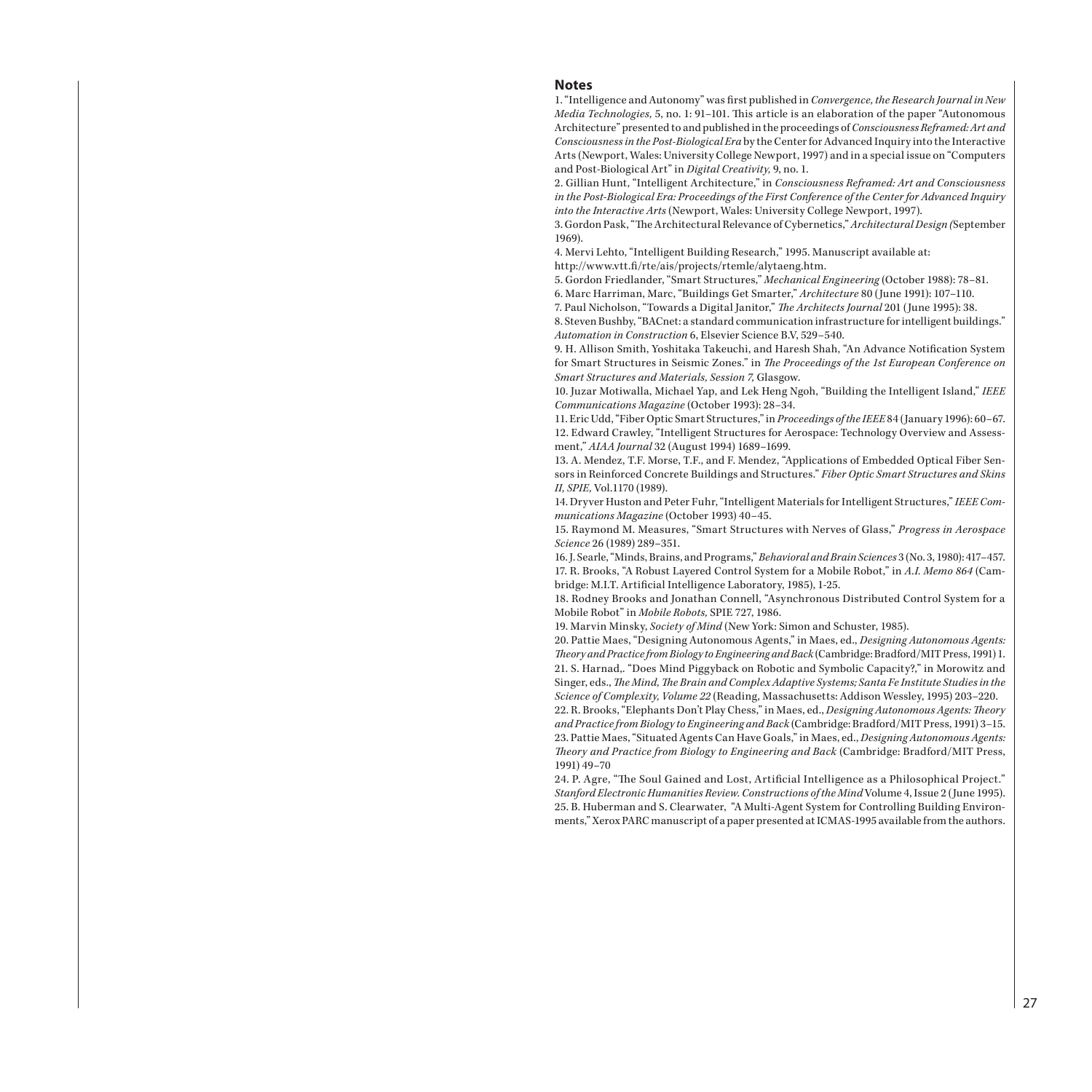## Notes

1. "Intelligence and Autonomy" was first published in *Convergence, the Research Journal in New Media Technologies,* 5, no. 1: 91–101. This article is an elaboration of the paper "Autonomous Architecture" presented to and published in the proceedings of *Consciousness Reframed: Art and Consciousness in the Post-Biological Era* by the Center for Advanced Inquiry into the Interactive Arts (Newport, Wales: University College Newport, 1997) and in a special issue on "Computers and Post-Biological Art" in *Digital Creativity,* 9, no. 1.

2. Gillian Hunt, "Intelligent Architecture," in *Consciousness Reframed: Art and Consciousness in the Post-Biological Era: Proceedings of the First Conference of the Center for Advanced Inquiry into the Interactive Arts* (Newport, Wales: University College Newport, 1997).

3. Gordon Pask, "The Architectural Relevance of Cybernetics," *Architectural Design (*September 1969).

4. Mervi Lehto, "Intelligent Building Research," 1995. Manuscript available at: http://www.vtt.fi/rte/ais/projects/rtemle/alytaeng.htm.

5. Gordon Friedlander, "Smart Structures," *Mechanical Engineering* (October 1988): 78–81.

6. Marc Harriman, Marc, "Buildings Get Smarter," *Architecture* 80 (June 1991): 107–110.

7. Paul Nicholson, "Towards a Digital Janitor," *The Architects Journal* 201 (June 1995): 38.

8. Steven Bushby, "BACnet: a standard communication infrastructure for intelligent buildings." *Automation in Construction* 6, Elsevier Science B.V, 529–540.

9. H. Allison Smith, Yoshitaka Takeuchi, and Haresh Shah, "An Advance Notification System for Smart Structures in Seismic Zones." in *The Proceedings of the 1st European Conference on Smart Structures and Materials, Session 7,* Glasgow.

10. Juzar Motiwalla, Michael Yap, and Lek Heng Ngoh, "Building the Intelligent Island," *IEEE Communications Magazine* (October 1993): 28–34.

11. Eric Udd, "Fiber Optic Smart Structures," in *Proceedings of the IEEE* 84 (January 1996): 60–67.

12. Edward Crawley, "Intelligent Structures for Aerospace: Technology Overview and Assessment," *AIAA Journal* 32 (August 1994) 1689–1699.

13. A. Mendez, T.F. Morse, T.F., and F. Mendez, "Applications of Embedded Optical Fiber Sensors in Reinforced Concrete Buildings and Structures." *Fiber Optic Smart Structures and Skins II, SPIE,* Vol.1170 (1989).

14. Dryver Huston and Peter Fuhr, "Intelligent Materials for Intelligent Structures," *IEEE Communications Magazine* (October 1993) 40–45.

15. Raymond M. Measures, "Smart Structures with Nerves of Glass," *Progress in Aerospace Science* 26 (1989) 289–351.

16. J. Searle, "Minds, Brains, and Programs," *Behavioral and Brain Sciences* 3 (No. 3, 1980): 417–457.

17. R. Brooks, "A Robust Layered Control System for a Mobile Robot," in *A.I. Memo 864* (Cambridge: M.I.T. Artificial Intelligence Laboratory, 1985), 1-25.

18. Rodney Brooks and Jonathan Connell, "Asynchronous Distributed Control System for a Mobile Robot" in *Mobile Robots,* SPIE 727, 1986.

19. Marvin Minsky, *Society of Mind* (New York: Simon and Schuster, 1985).

20. Pattie Maes, "Designing Autonomous Agents," in Maes, ed., *Designing Autonomous Agents: Theory and Practice from Biology to Engineering and Back* (Cambridge: Bradford/MIT Press, 1991) 1.

21. S. Harnad,. "Does Mind Piggyback on Robotic and Symbolic Capacity?," in Morowitz and Singer, eds., *The Mind, The Brain and Complex Adaptive Systems; Santa Fe Institute Studies in the Science of Complexity, Volume 22* (Reading, Massachusetts: Addison Wessley, 1995) 203–220.

22. R. Brooks, "Elephants Don't Play Chess," in Maes, ed., *Designing Autonomous Agents: Theory and Practice from Biology to Engineering and Back* (Cambridge: Bradford/MIT Press, 1991) 3–15.

23. Pattie Maes, "Situated Agents Can Have Goals," in Maes, ed., *Designing Autonomous Agents: Theory and Practice from Biology to Engineering and Back* (Cambridge: Bradford/MIT Press, 1991) 49–70

24. P. Agre, "The Soul Gained and Lost, Artificial Intelligence as a Philosophical Project." *Stanford Electronic Humanities Review. Constructions of the Mind* Volume 4, Issue 2 (June 1995).

25. B. Huberman and S. Clearwater, "A Multi-Agent System for Controlling Building Environments," Xerox PARC manuscript of a paper presented at ICMAS-1995 available from the authors.